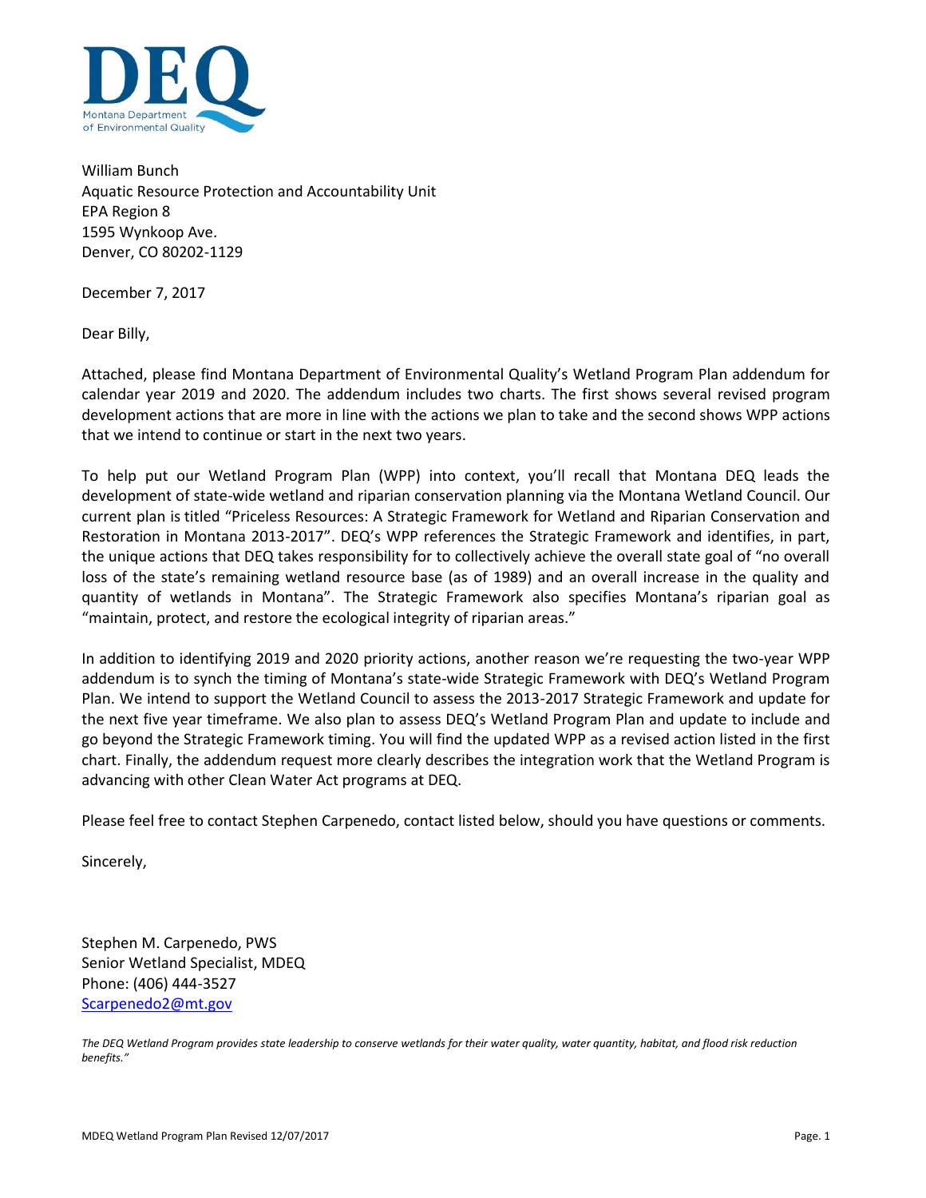DEQ

Montana Department of Environmental Quality

William Bunch
Aquatic Resource Protection and Accountability Unit
EPA Region 8
1595 Wynkoop Ave.
Denver, CO 80202-1129

December 7, 2017

Dear Billy,

Attached, please find Montana Department of Environmental Quality's Wetland Program Plan addendum for calendar year 2019 and 2020. The addendum includes two charts. The first shows several revised program development actions that are more in line with the actions we plan to take and the second shows WPP actions that we intend to continue or start in the next two years.

To help put our Wetland Program Plan (WPP) into context, you'll recall that Montana DEQ leads the development of state-wide wetland and riparian conservation planning via the Montana Wetland Council. Our current plan is titled "Priceless Resources: A Strategic Framework for Wetland and Riparian Conservation and Restoration in Montana 2013-2017". DEQ's WPP references the Strategic Framework and identifies, in part, the unique actions that DEQ takes responsibility for to collectively achieve the overall state goal of "no overall loss of the state's remaining wetland resource base (as of 1989) and an overall increase in the quality and quantity of wetlands in Montana". The Strategic Framework also specifies Montana's riparian goal as "maintain, protect, and restore the ecological integrity of riparian areas."

In addition to identifying 2019 and 2020 priority actions, another reason we're requesting the two-year WPP addendum is to synch the timing of Montana's state-wide Strategic Framework with DEQ's Wetland Program Plan. We intend to support the Wetland Council to assess the 2013-2017 Strategic Framework and update for the next five year timeframe. We also plan to assess DEQ's Wetland Program Plan and update to include and go beyond the Strategic Framework timing. You will find the updated WPP as a revised action listed in the first chart. Finally, the addendum request more clearly describes the integration work that the Wetland Program is advancing with other Clean Water Act programs at DEQ.

Please feel free to contact Stephen Carpenedo, contact listed below, should you have questions or comments.

Sincerely,

Stephen M. Carpenedo, PWS
Senior Wetland Specialist, MDEQ
Phone: (406) 444-3527
Scarpenedo2@mt.gov

*The DEQ Wetland Program provides state leadership to conserve wetlands for their water quality, water quantity, habitat, and flood risk reduction benefits."*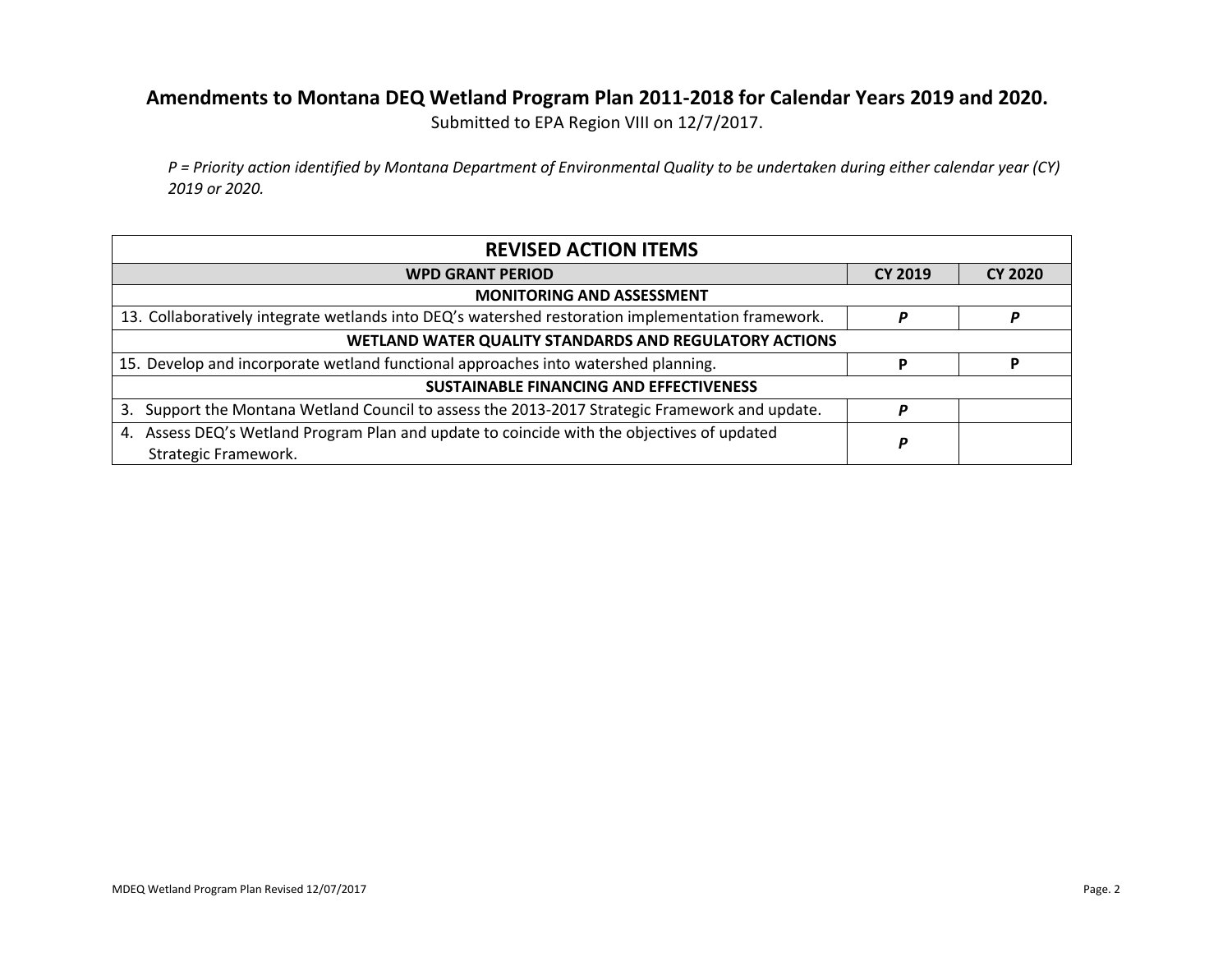**Amendments to Montana DEQ Wetland Program Plan 2011-2018 for Calendar Years 2019 and 2020.**

Submitted to EPA Region VIII on 12/7/2017.

*P = Priority action identified by Montana Department of Environmental Quality to be undertaken during either calendar year (CY) 2019 or 2020.*

| REVISED ACTION ITEMS | | |
|---|---|---|
| **WPD GRANT PERIOD** | **CY 2019** | **CY 2020** |
| **MONITORING AND ASSESSMENT** | | |
| 13. Collaboratively integrate wetlands into DEQ's watershed restoration implementation framework. | ***P*** | ***P*** |
| **WETLAND WATER QUALITY STANDARDS AND REGULATORY ACTIONS** | | |
| 15. Develop and incorporate wetland functional approaches into watershed planning. | **P** | **P** |
| **SUSTAINABLE FINANCING AND EFFECTIVENESS** | | |
| 3. Support the Montana Wetland Council to assess the 2013-2017 Strategic Framework and update. | ***P*** | |
| 4. Assess DEQ's Wetland Program Plan and update to coincide with the objectives of updated Strategic Framework. | ***P*** | |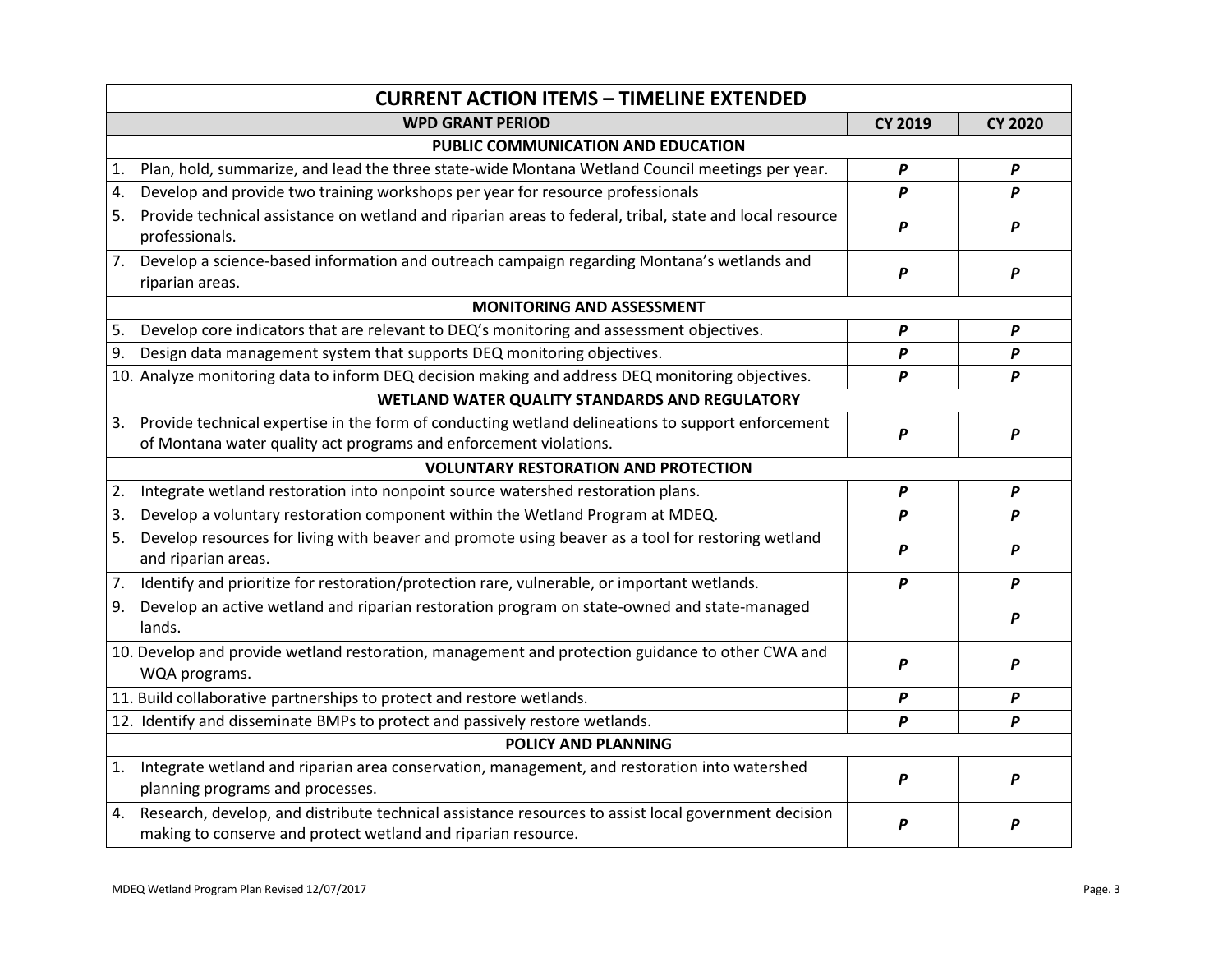| CURRENT ACTION ITEMS – TIMELINE EXTENDED | | |
|---|---|---|
| **WPD GRANT PERIOD** | **CY 2019** | **CY 2020** |
| **PUBLIC COMMUNICATION AND EDUCATION** | | |
| 1. Plan, hold, summarize, and lead the three state-wide Montana Wetland Council meetings per year. | ***P*** | ***P*** |
| 4. Develop and provide two training workshops per year for resource professionals | ***P*** | ***P*** |
| 5. Provide technical assistance on wetland and riparian areas to federal, tribal, state and local resource professionals. | ***P*** | ***P*** |
| 7. Develop a science-based information and outreach campaign regarding Montana's wetlands and riparian areas. | ***P*** | ***P*** |
| **MONITORING AND ASSESSMENT** | | |
| 5. Develop core indicators that are relevant to DEQ's monitoring and assessment objectives. | ***P*** | ***P*** |
| 9. Design data management system that supports DEQ monitoring objectives. | ***P*** | ***P*** |
| 10. Analyze monitoring data to inform DEQ decision making and address DEQ monitoring objectives. | ***P*** | ***P*** |
| **WETLAND WATER QUALITY STANDARDS AND REGULATORY** | | |
| 3. Provide technical expertise in the form of conducting wetland delineations to support enforcement of Montana water quality act programs and enforcement violations. | ***P*** | ***P*** |
| **VOLUNTARY RESTORATION AND PROTECTION** | | |
| 2. Integrate wetland restoration into nonpoint source watershed restoration plans. | ***P*** | ***P*** |
| 3. Develop a voluntary restoration component within the Wetland Program at MDEQ. | ***P*** | ***P*** |
| 5. Develop resources for living with beaver and promote using beaver as a tool for restoring wetland and riparian areas. | ***P*** | ***P*** |
| 7. Identify and prioritize for restoration/protection rare, vulnerable, or important wetlands. | ***P*** | ***P*** |
| 9. Develop an active wetland and riparian restoration program on state-owned and state-managed lands. | | ***P*** |
| 10. Develop and provide wetland restoration, management and protection guidance to other CWA and WQA programs. | ***P*** | ***P*** |
| 11. Build collaborative partnerships to protect and restore wetlands. | ***P*** | ***P*** |
| 12. Identify and disseminate BMPs to protect and passively restore wetlands. | ***P*** | ***P*** |
| **POLICY AND PLANNING** | | |
| 1. Integrate wetland and riparian area conservation, management, and restoration into watershed planning programs and processes. | ***P*** | ***P*** |
| 4. Research, develop, and distribute technical assistance resources to assist local government decision making to conserve and protect wetland and riparian resource. | ***P*** | ***P*** |

MDEQ Wetland Program Plan Revised 12/07/2017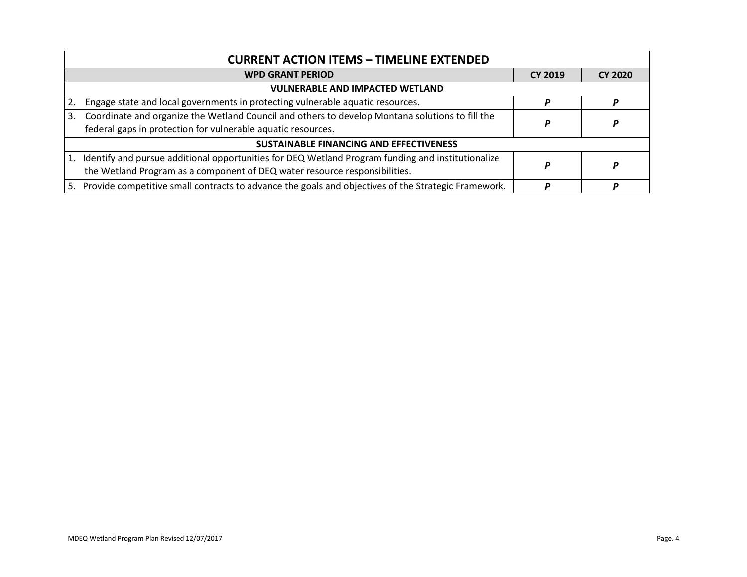| CURRENT ACTION ITEMS – TIMELINE EXTENDED | | |
|---|---|---|
| **WPD GRANT PERIOD** | **CY 2019** | **CY 2020** |
| **VULNERABLE AND IMPACTED WETLAND** | | |
| 2. Engage state and local governments in protecting vulnerable aquatic resources. | ***P*** | ***P*** |
| 3. Coordinate and organize the Wetland Council and others to develop Montana solutions to fill the federal gaps in protection for vulnerable aquatic resources. | ***P*** | ***P*** |
| **SUSTAINABLE FINANCING AND EFFECTIVENESS** | | |
| 1. Identify and pursue additional opportunities for DEQ Wetland Program funding and institutionalize the Wetland Program as a component of DEQ water resource responsibilities. | ***P*** | ***P*** |
| 5. Provide competitive small contracts to advance the goals and objectives of the Strategic Framework. | ***P*** | ***P*** |